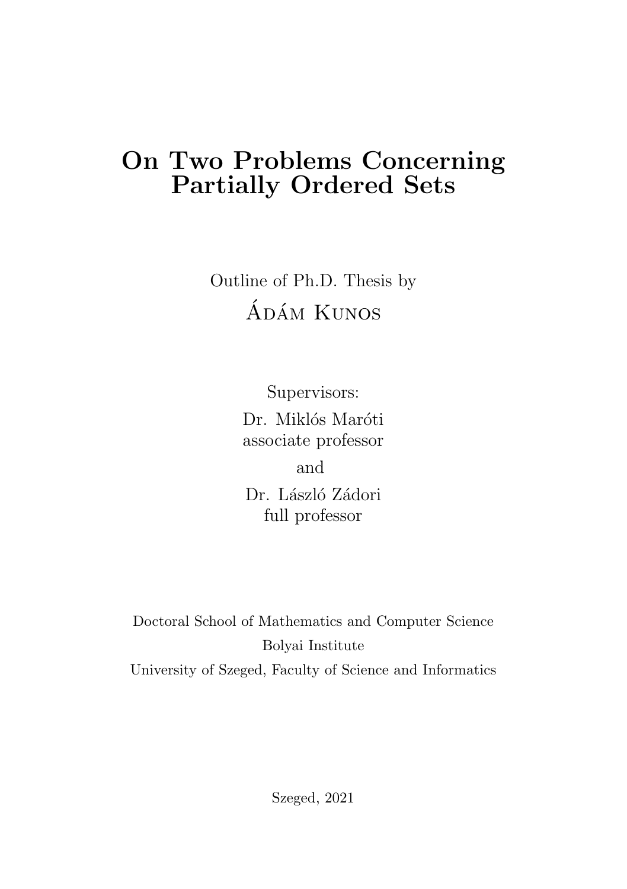# On Two Problems Concerning Partially Ordered Sets

Outline of Ph.D. Thesis by

Ádám Kunos

Supervisors:

Dr. Miklós Maróti
associate professor

and

Dr. László Zádori
full professor

Doctoral School of Mathematics and Computer Science
Bolyai Institute
University of Szeged, Faculty of Science and Informatics

Szeged, 2021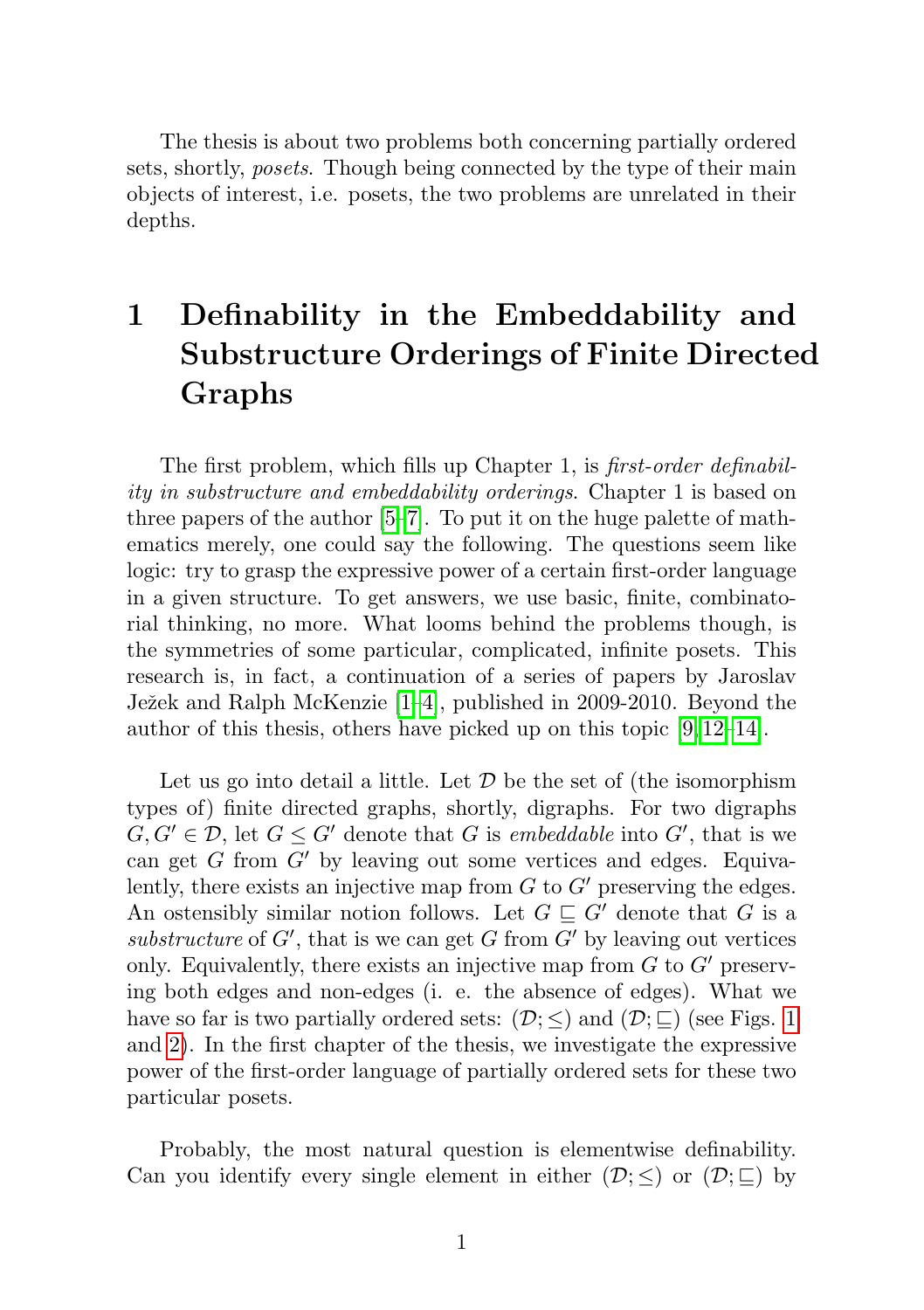The thesis is about two problems both concerning partially ordered sets, shortly, *posets*. Though being connected by the type of their main objects of interest, i.e. posets, the two problems are unrelated in their depths.

# 1 Definability in the Embeddability and Substructure Orderings of Finite Directed Graphs

The first problem, which fills up Chapter 1, is *first-order definability in substructure and embeddability orderings*. Chapter 1 is based on three papers of the author [5–7]. To put it on the huge palette of mathematics merely, one could say the following. The questions seem like logic: try to grasp the expressive power of a certain first-order language in a given structure. To get answers, we use basic, finite, combinatorial thinking, no more. What looms behind the problems though, is the symmetries of some particular, complicated, infinite posets. This research is, in fact, a continuation of a series of papers by Jaroslav Ježek and Ralph McKenzie [1–4], published in 2009-2010. Beyond the author of this thesis, others have picked up on this topic [9, 12–14].

Let us go into detail a little. Let $\mathcal{D}$ be the set of (the isomorphism types of) finite directed graphs, shortly, digraphs. For two digraphs $G, G' \in \mathcal{D}$, let $G \leq G'$ denote that $G$ is *embeddable* into $G'$, that is we can get $G$ from $G'$ by leaving out some vertices and edges. Equivalently, there exists an injective map from $G$ to $G'$ preserving the edges. An ostensibly similar notion follows. Let $G \sqsubseteq G'$ denote that $G$ is a *substructure* of $G'$, that is we can get $G$ from $G'$ by leaving out vertices only. Equivalently, there exists an injective map from $G$ to $G'$ preserving both edges and non-edges (i. e. the absence of edges). What we have so far is two partially ordered sets: $(\mathcal{D}; \leq)$ and $(\mathcal{D}; \sqsubseteq)$ (see Figs. 1 and 2). In the first chapter of the thesis, we investigate the expressive power of the first-order language of partially ordered sets for these two particular posets.

Probably, the most natural question is elementwise definability. Can you identify every single element in either $(\mathcal{D}; \leq)$ or $(\mathcal{D}; \sqsubseteq)$ by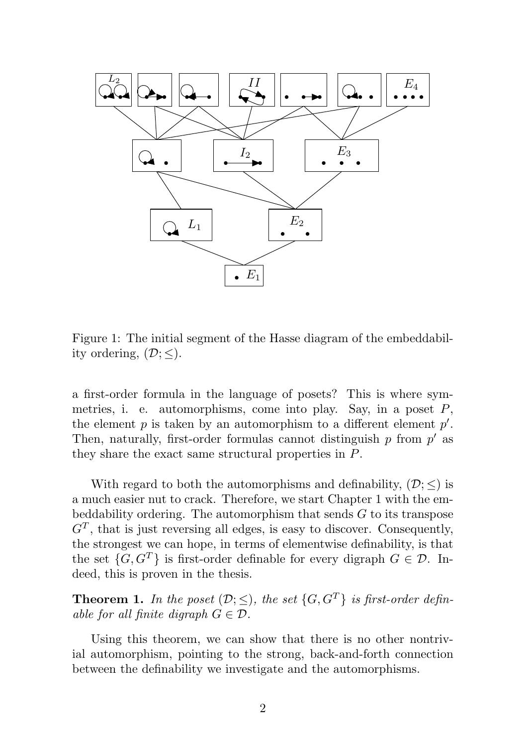Figure 1: The initial segment of the Hasse diagram of the embeddability ordering, $(\mathcal{D}; \leq)$.

a first-order formula in the language of posets? This is where symmetries, i. e. automorphisms, come into play. Say, in a poset $P$, the element $p$ is taken by an automorphism to a different element $p'$. Then, naturally, first-order formulas cannot distinguish $p$ from $p'$ as they share the exact same structural properties in $P$.

With regard to both the automorphisms and definability, $(\mathcal{D}; \leq)$ is a much easier nut to crack. Therefore, we start Chapter 1 with the embeddability ordering. The automorphism that sends $G$ to its transpose $G^T$, that is just reversing all edges, is easy to discover. Consequently, the strongest we can hope, in terms of elementwise definability, is that the set $\{G, G^T\}$ is first-order definable for every digraph $G \in \mathcal{D}$. Indeed, this is proven in the thesis.

**Theorem 1.** *In the poset $(\mathcal{D}; \leq)$, the set $\{G, G^T\}$ is first-order definable for all finite digraph $G \in \mathcal{D}$.*

Using this theorem, we can show that there is no other nontrivial automorphism, pointing to the strong, back-and-forth connection between the definability we investigate and the automorphisms.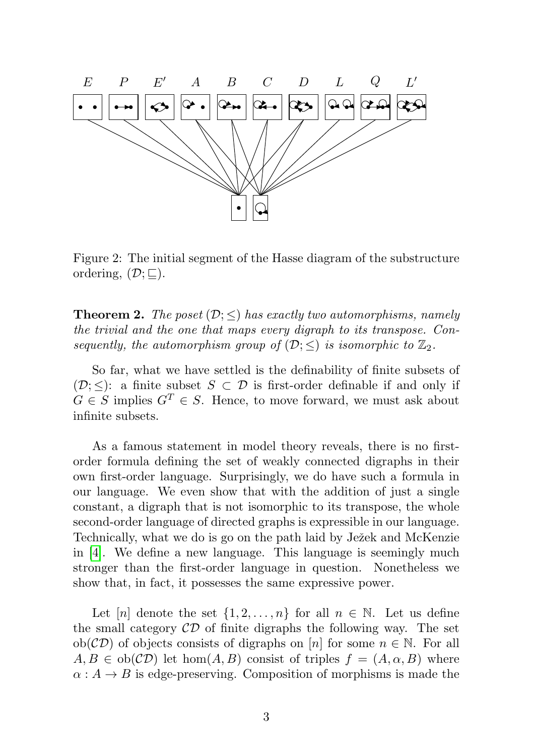Figure 2: The initial segment of the Hasse diagram of the substructure ordering, $(\mathcal{D}; \sqsubseteq)$.

**Theorem 2.** *The poset $(\mathcal{D}; \leq)$ has exactly two automorphisms, namely the trivial and the one that maps every digraph to its transpose. Consequently, the automorphism group of $(\mathcal{D}; \leq)$ is isomorphic to $\mathbb{Z}_2$.*

So far, what we have settled is the definability of finite subsets of $(\mathcal{D}; \leq)$: a finite subset $S \subset \mathcal{D}$ is first-order definable if and only if $G \in S$ implies $G^T \in S$. Hence, to move forward, we must ask about infinite subsets.

As a famous statement in model theory reveals, there is no first-order formula defining the set of weakly connected digraphs in their own first-order language. Surprisingly, we do have such a formula in our language. We even show that with the addition of just a single constant, a digraph that is not isomorphic to its transpose, the whole second-order language of directed graphs is expressible in our language. Technically, what we do is go on the path laid by Ježek and McKenzie in [4]. We define a new language. This language is seemingly much stronger than the first-order language in question. Nonetheless we show that, in fact, it possesses the same expressive power.

Let $[n]$ denote the set $\{1, 2, \ldots, n\}$ for all $n \in \mathbb{N}$. Let us define the small category $\mathcal{CD}$ of finite digraphs the following way. The set $\text{ob}(\mathcal{CD})$ of objects consists of digraphs on $[n]$ for some $n \in \mathbb{N}$. For all $A, B \in \text{ob}(\mathcal{CD})$ let $\hom(A, B)$ consist of triples $f = (A, \alpha, B)$ where $\alpha : A \to B$ is edge-preserving. Composition of morphisms is made the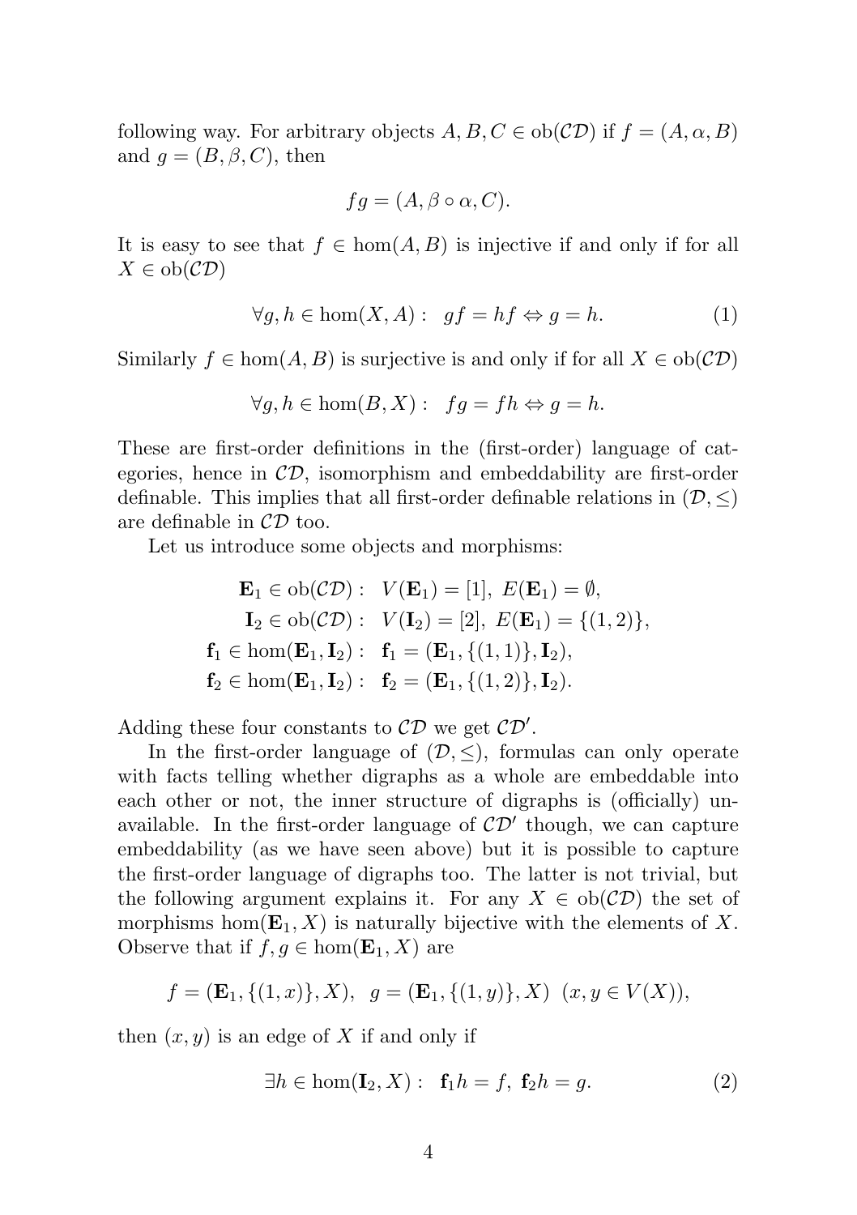following way. For arbitrary objects $A, B, C \in \mathrm{ob}(\mathcal{CD})$ if $f = (A, \alpha, B)$ and $g = (B, \beta, C)$, then

$$fg = (A, \beta \circ \alpha, C).$$

It is easy to see that $f \in \hom(A, B)$ is injective if and only if for all $X \in \mathrm{ob}(\mathcal{CD})$

$$\forall g, h \in \hom(X, A): \quad gf = hf \Leftrightarrow g = h. \tag{1}$$

Similarly $f \in \hom(A, B)$ is surjective is and only if for all $X \in \mathrm{ob}(\mathcal{CD})$

$$\forall g, h \in \hom(B, X): \quad fg = fh \Leftrightarrow g = h.$$

These are first-order definitions in the (first-order) language of categories, hence in $\mathcal{CD}$, isomorphism and embeddability are first-order definable. This implies that all first-order definable relations in $(\mathcal{D}, \leq)$ are definable in $\mathcal{CD}$ too.

Let us introduce some objects and morphisms:

$$\begin{aligned}
\mathbf{E}_1 \in \mathrm{ob}(\mathcal{CD}): &\quad V(\mathbf{E}_1) = [1],\ E(\mathbf{E}_1) = \emptyset, \\
\mathbf{I}_2 \in \mathrm{ob}(\mathcal{CD}): &\quad V(\mathbf{I}_2) = [2],\ E(\mathbf{E}_1) = \{(1, 2)\}, \\
\mathbf{f}_1 \in \hom(\mathbf{E}_1, \mathbf{I}_2): &\quad \mathbf{f}_1 = (\mathbf{E}_1, \{(1, 1)\}, \mathbf{I}_2), \\
\mathbf{f}_2 \in \hom(\mathbf{E}_1, \mathbf{I}_2): &\quad \mathbf{f}_2 = (\mathbf{E}_1, \{(1, 2)\}, \mathbf{I}_2).
\end{aligned}$$

Adding these four constants to $\mathcal{CD}$ we get $\mathcal{CD}'$.

In the first-order language of $(\mathcal{D}, \leq)$, formulas can only operate with facts telling whether digraphs as a whole are embeddable into each other or not, the inner structure of digraphs is (officially) unavailable. In the first-order language of $\mathcal{CD}'$ though, we can capture embeddability (as we have seen above) but it is possible to capture the first-order language of digraphs too. The latter is not trivial, but the following argument explains it. For any $X \in \mathrm{ob}(\mathcal{CD})$ the set of morphisms $\hom(\mathbf{E}_1, X)$ is naturally bijective with the elements of $X$. Observe that if $f, g \in \hom(\mathbf{E}_1, X)$ are

$$f = (\mathbf{E}_1, \{(1, x)\}, X), \quad g = (\mathbf{E}_1, \{(1, y)\}, X) \ \ (x, y \in V(X)),$$

then $(x, y)$ is an edge of $X$ if and only if

$$\exists h \in \hom(\mathbf{I}_2, X): \quad \mathbf{f}_1 h = f,\ \mathbf{f}_2 h = g. \tag{2}$$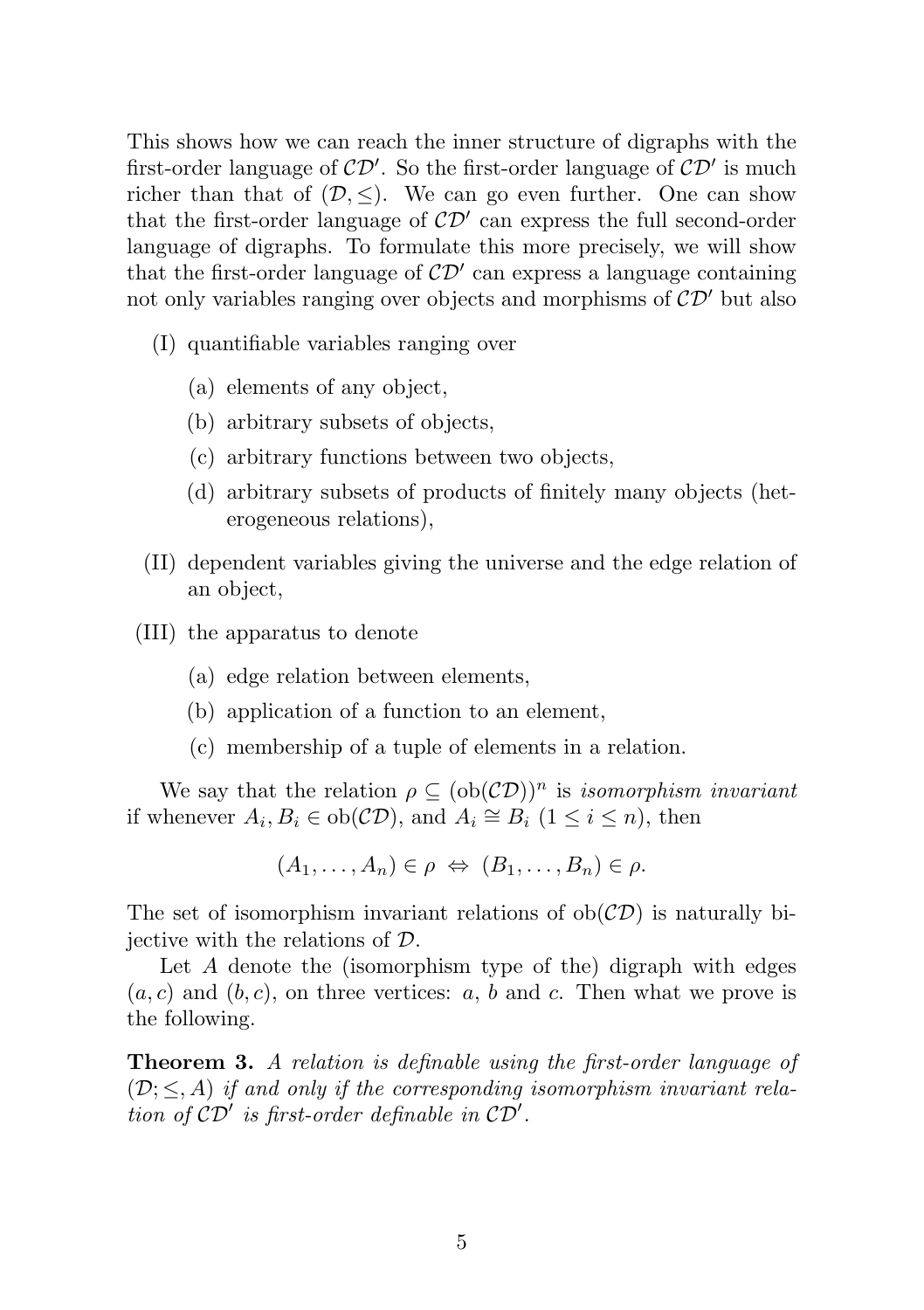This shows how we can reach the inner structure of digraphs with the first-order language of $\mathcal{CD}'$. So the first-order language of $\mathcal{CD}'$ is much richer than that of $(\mathcal{D}, \leq)$. We can go even further. One can show that the first-order language of $\mathcal{CD}'$ can express the full second-order language of digraphs. To formulate this more precisely, we will show that the first-order language of $\mathcal{CD}'$ can express a language containing not only variables ranging over objects and morphisms of $\mathcal{CD}'$ but also

- (I) quantifiable variables ranging over
  - (a) elements of any object,
  - (b) arbitrary subsets of objects,
  - (c) arbitrary functions between two objects,
  - (d) arbitrary subsets of products of finitely many objects (heterogeneous relations),
- (II) dependent variables giving the universe and the edge relation of an object,
- (III) the apparatus to denote
  - (a) edge relation between elements,
  - (b) application of a function to an element,
  - (c) membership of a tuple of elements in a relation.

We say that the relation $\rho \subseteq (\mathrm{ob}(\mathcal{CD}))^n$ is *isomorphism invariant* if whenever $A_i, B_i \in \mathrm{ob}(\mathcal{CD})$, and $A_i \cong B_i$ $(1 \leq i \leq n)$, then

$$(A_1, \ldots, A_n) \in \rho \ \Leftrightarrow \ (B_1, \ldots, B_n) \in \rho.$$

The set of isomorphism invariant relations of $\mathrm{ob}(\mathcal{CD})$ is naturally bijective with the relations of $\mathcal{D}$.

Let $A$ denote the (isomorphism type of the) digraph with edges $(a, c)$ and $(b, c)$, on three vertices: $a$, $b$ and $c$. Then what we prove is the following.

**Theorem 3.** *A relation is definable using the first-order language of $(\mathcal{D}; \leq, A)$ if and only if the corresponding isomorphism invariant relation of $\mathcal{CD}'$ is first-order definable in $\mathcal{CD}'$.*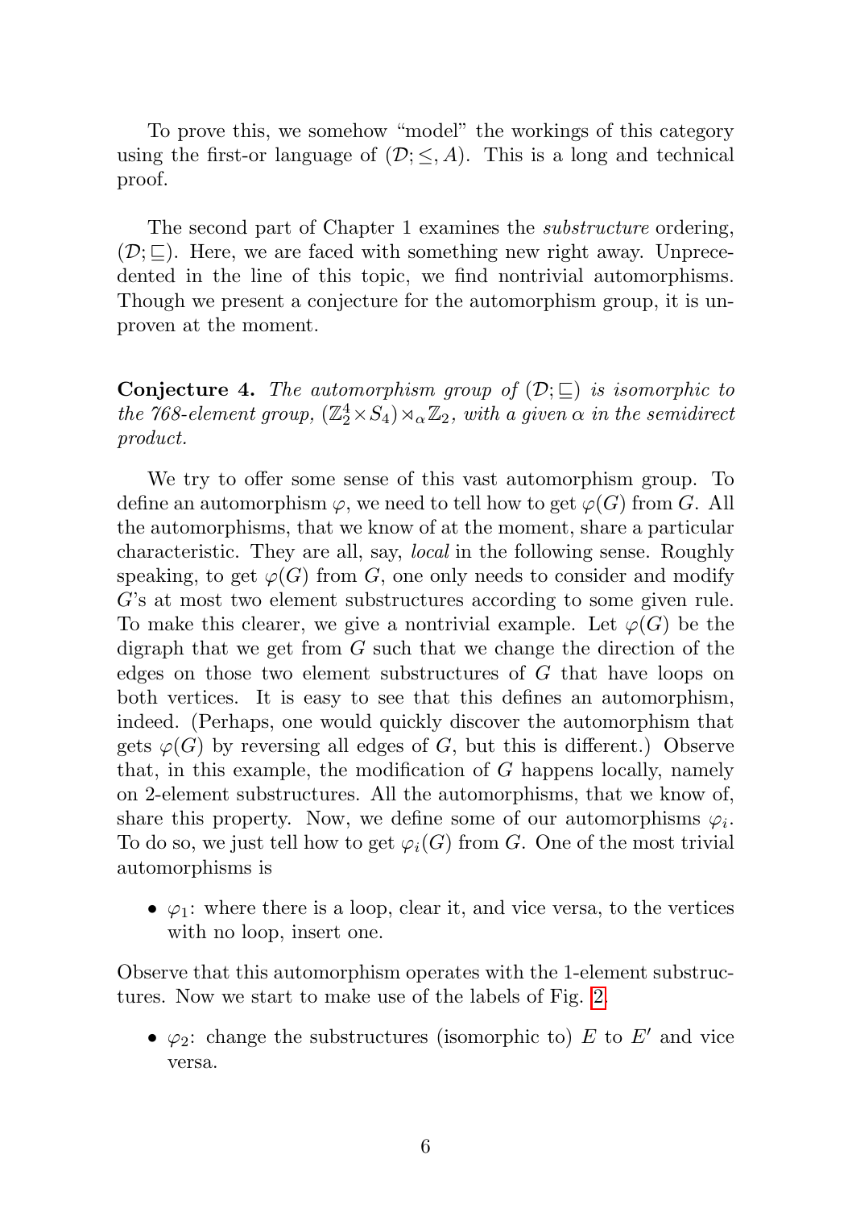To prove this, we somehow "model" the workings of this category using the first-or language of $(\mathcal{D}; \leq, A)$. This is a long and technical proof.

The second part of Chapter 1 examines the *substructure* ordering, $(\mathcal{D}; \sqsubseteq)$. Here, we are faced with something new right away. Unprecedented in the line of this topic, we find nontrivial automorphisms. Though we present a conjecture for the automorphism group, it is unproven at the moment.

**Conjecture 4.** *The automorphism group of $(\mathcal{D}; \sqsubseteq)$ is isomorphic to the 768-element group, $(\mathbb{Z}_2^4 \times S_4) \rtimes_\alpha \mathbb{Z}_2$, with a given $\alpha$ in the semidirect product.*

We try to offer some sense of this vast automorphism group. To define an automorphism $\varphi$, we need to tell how to get $\varphi(G)$ from $G$. All the automorphisms, that we know of at the moment, share a particular characteristic. They are all, say, *local* in the following sense. Roughly speaking, to get $\varphi(G)$ from $G$, one only needs to consider and modify $G$'s at most two element substructures according to some given rule. To make this clearer, we give a nontrivial example. Let $\varphi(G)$ be the digraph that we get from $G$ such that we change the direction of the edges on those two element substructures of $G$ that have loops on both vertices. It is easy to see that this defines an automorphism, indeed. (Perhaps, one would quickly discover the automorphism that gets $\varphi(G)$ by reversing all edges of $G$, but this is different.) Observe that, in this example, the modification of $G$ happens locally, namely on 2-element substructures. All the automorphisms, that we know of, share this property. Now, we define some of our automorphisms $\varphi_i$. To do so, we just tell how to get $\varphi_i(G)$ from $G$. One of the most trivial automorphisms is

- $\varphi_1$: where there is a loop, clear it, and vice versa, to the vertices with no loop, insert one.

Observe that this automorphism operates with the 1-element substructures. Now we start to make use of the labels of Fig. 2.

- $\varphi_2$: change the substructures (isomorphic to) $E$ to $E'$ and vice versa.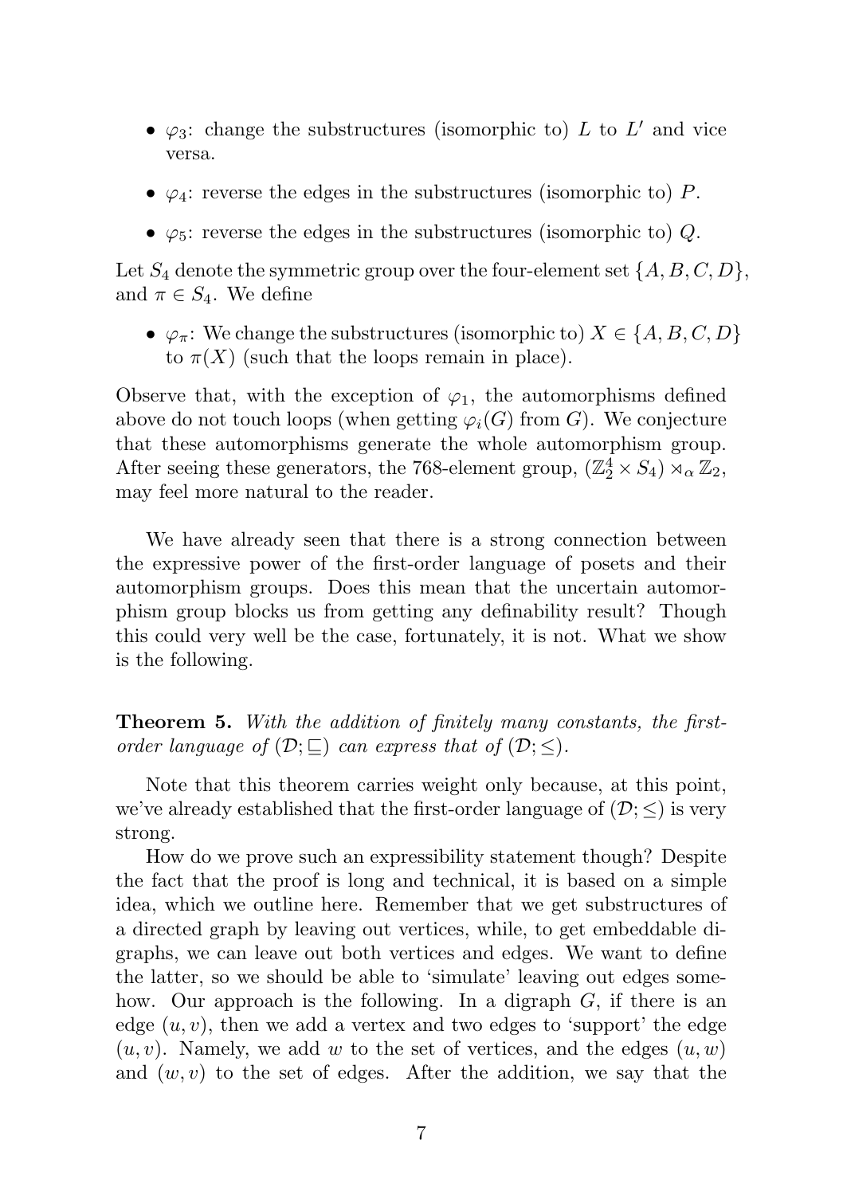- $\varphi_3$: change the substructures (isomorphic to) $L$ to $L'$ and vice versa.
- $\varphi_4$: reverse the edges in the substructures (isomorphic to) $P$.
- $\varphi_5$: reverse the edges in the substructures (isomorphic to) $Q$.

Let $S_4$ denote the symmetric group over the four-element set $\{A, B, C, D\}$, and $\pi \in S_4$. We define

- $\varphi_\pi$: We change the substructures (isomorphic to) $X \in \{A, B, C, D\}$ to $\pi(X)$ (such that the loops remain in place).

Observe that, with the exception of $\varphi_1$, the automorphisms defined above do not touch loops (when getting $\varphi_i(G)$ from $G$). We conjecture that these automorphisms generate the whole automorphism group. After seeing these generators, the 768-element group, $(\mathbb{Z}_2^4 \times S_4) \rtimes_\alpha \mathbb{Z}_2$, may feel more natural to the reader.

We have already seen that there is a strong connection between the expressive power of the first-order language of posets and their automorphism groups. Does this mean that the uncertain automorphism group blocks us from getting any definability result? Though this could very well be the case, fortunately, it is not. What we show is the following.

**Theorem 5.** *With the addition of finitely many constants, the first-order language of $(\mathcal{D}; \sqsubseteq)$ can express that of $(\mathcal{D}; \leq)$.*

Note that this theorem carries weight only because, at this point, we've already established that the first-order language of $(\mathcal{D}; \leq)$ is very strong.

How do we prove such an expressibility statement though? Despite the fact that the proof is long and technical, it is based on a simple idea, which we outline here. Remember that we get substructures of a directed graph by leaving out vertices, while, to get embeddable digraphs, we can leave out both vertices and edges. We want to define the latter, so we should be able to 'simulate' leaving out edges somehow. Our approach is the following. In a digraph $G$, if there is an edge $(u, v)$, then we add a vertex and two edges to 'support' the edge $(u, v)$. Namely, we add $w$ to the set of vertices, and the edges $(u, w)$ and $(w, v)$ to the set of edges. After the addition, we say that the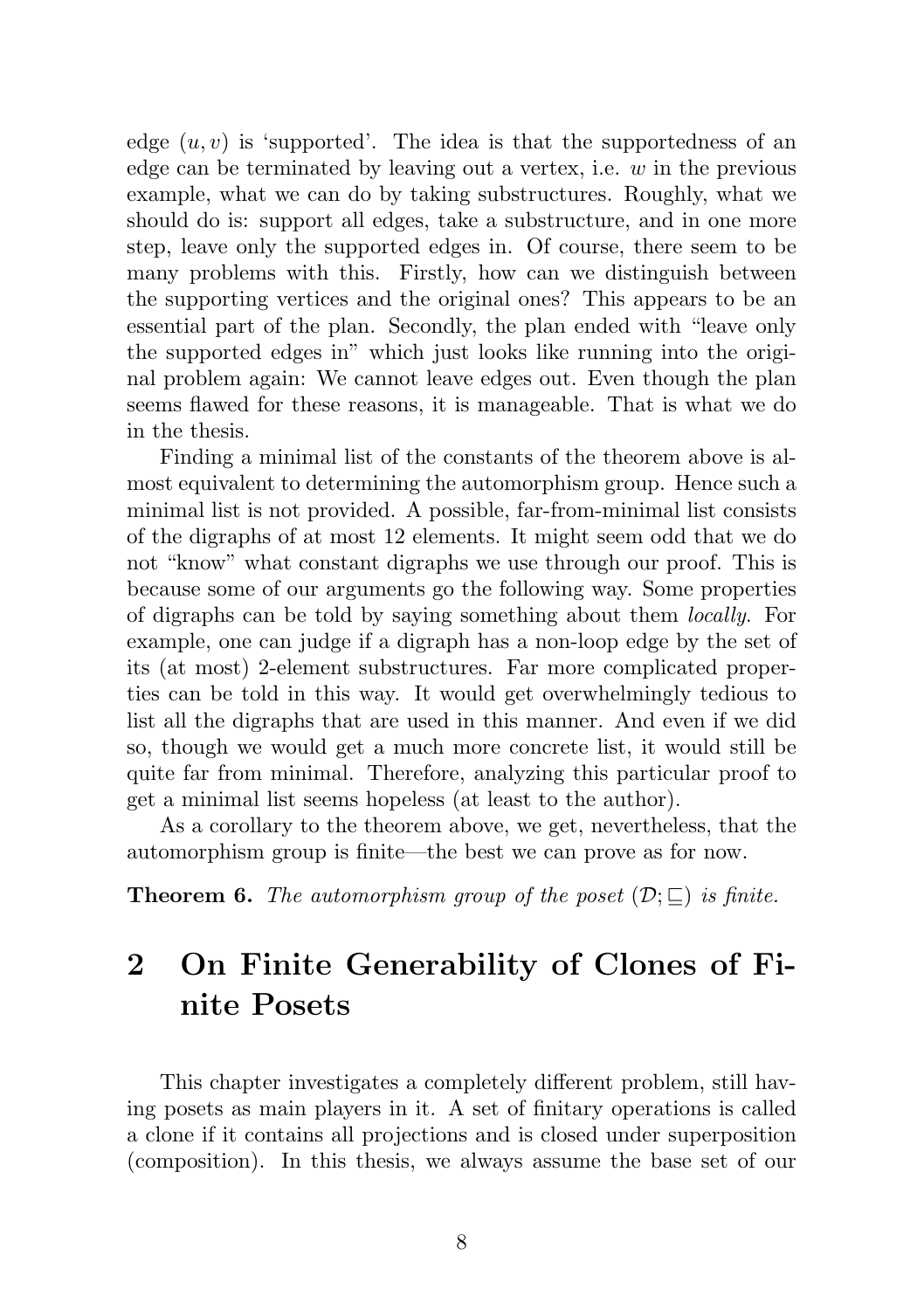edge $(u, v)$ is 'supported'. The idea is that the supportedness of an edge can be terminated by leaving out a vertex, i.e. $w$ in the previous example, what we can do by taking substructures. Roughly, what we should do is: support all edges, take a substructure, and in one more step, leave only the supported edges in. Of course, there seem to be many problems with this. Firstly, how can we distinguish between the supporting vertices and the original ones? This appears to be an essential part of the plan. Secondly, the plan ended with "leave only the supported edges in" which just looks like running into the original problem again: We cannot leave edges out. Even though the plan seems flawed for these reasons, it is manageable. That is what we do in the thesis.

Finding a minimal list of the constants of the theorem above is almost equivalent to determining the automorphism group. Hence such a minimal list is not provided. A possible, far-from-minimal list consists of the digraphs of at most 12 elements. It might seem odd that we do not "know" what constant digraphs we use through our proof. This is because some of our arguments go the following way. Some properties of digraphs can be told by saying something about them *locally*. For example, one can judge if a digraph has a non-loop edge by the set of its (at most) 2-element substructures. Far more complicated properties can be told in this way. It would get overwhelmingly tedious to list all the digraphs that are used in this manner. And even if we did so, though we would get a much more concrete list, it would still be quite far from minimal. Therefore, analyzing this particular proof to get a minimal list seems hopeless (at least to the author).

As a corollary to the theorem above, we get, nevertheless, that the automorphism group is finite—the best we can prove as for now.

**Theorem 6.** *The automorphism group of the poset $(\mathcal{D}; \sqsubseteq)$ is finite.*

# 2 On Finite Generability of Clones of Finite Posets

This chapter investigates a completely different problem, still having posets as main players in it. A set of finitary operations is called a clone if it contains all projections and is closed under superposition (composition). In this thesis, we always assume the base set of our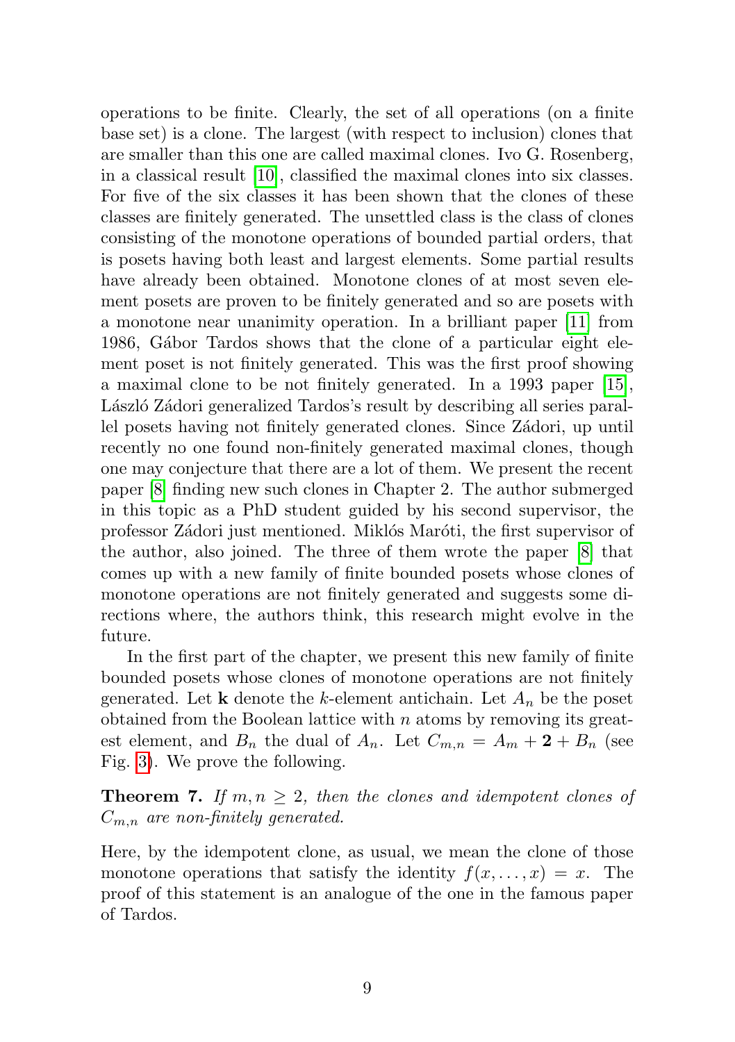operations to be finite. Clearly, the set of all operations (on a finite base set) is a clone. The largest (with respect to inclusion) clones that are smaller than this one are called maximal clones. Ivo G. Rosenberg, in a classical result [10], classified the maximal clones into six classes. For five of the six classes it has been shown that the clones of these classes are finitely generated. The unsettled class is the class of clones consisting of the monotone operations of bounded partial orders, that is posets having both least and largest elements. Some partial results have already been obtained. Monotone clones of at most seven element posets are proven to be finitely generated and so are posets with a monotone near unanimity operation. In a brilliant paper [11] from 1986, Gábor Tardos shows that the clone of a particular eight element poset is not finitely generated. This was the first proof showing a maximal clone to be not finitely generated. In a 1993 paper [15], László Zádori generalized Tardos's result by describing all series parallel posets having not finitely generated clones. Since Zádori, up until recently no one found non-finitely generated maximal clones, though one may conjecture that there are a lot of them. We present the recent paper [8] finding new such clones in Chapter 2. The author submerged in this topic as a PhD student guided by his second supervisor, the professor Zádori just mentioned. Miklós Maróti, the first supervisor of the author, also joined. The three of them wrote the paper [8] that comes up with a new family of finite bounded posets whose clones of monotone operations are not finitely generated and suggests some directions where, the authors think, this research might evolve in the future.

In the first part of the chapter, we present this new family of finite bounded posets whose clones of monotone operations are not finitely generated. Let $\mathbf{k}$ denote the $k$-element antichain. Let $A_n$ be the poset obtained from the Boolean lattice with $n$ atoms by removing its greatest element, and $B_n$ the dual of $A_n$. Let $C_{m,n} = A_m + \mathbf{2} + B_n$ (see Fig. 3). We prove the following.

**Theorem 7.** *If $m, n \geq 2$, then the clones and idempotent clones of $C_{m,n}$ are non-finitely generated.*

Here, by the idempotent clone, as usual, we mean the clone of those monotone operations that satisfy the identity $f(x, \ldots, x) = x$. The proof of this statement is an analogue of the one in the famous paper of Tardos.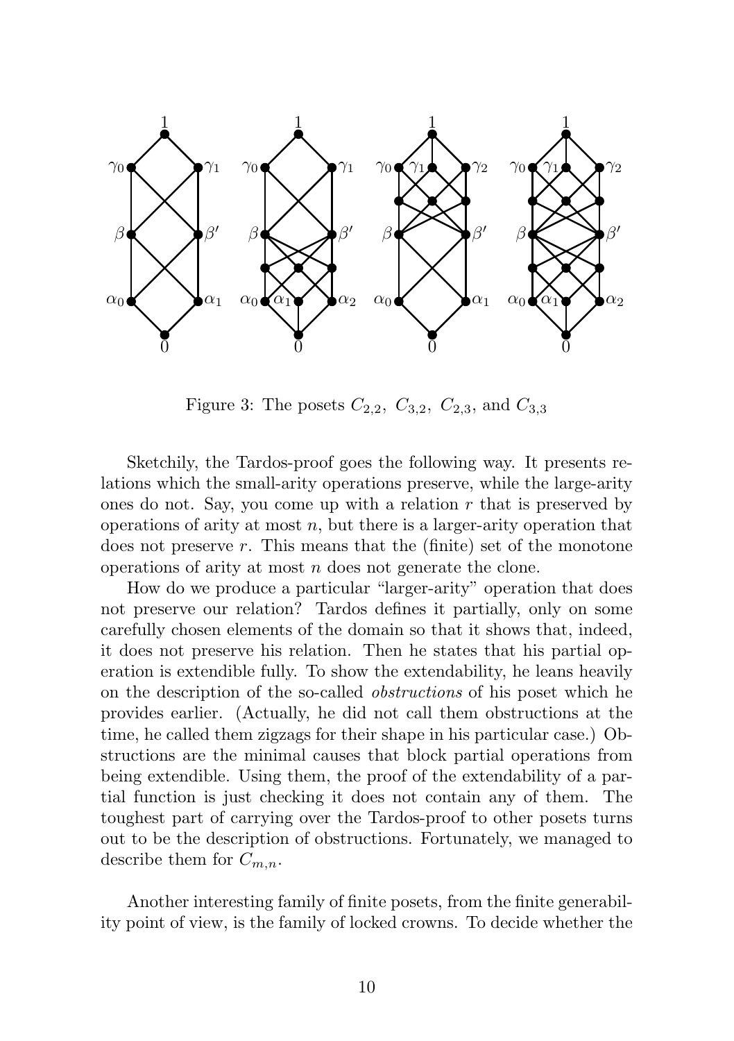Figure 3: The posets $C_{2,2}$, $C_{3,2}$, $C_{2,3}$, and $C_{3,3}$

Sketchily, the Tardos-proof goes the following way. It presents relations which the small-arity operations preserve, while the large-arity ones do not. Say, you come up with a relation $r$ that is preserved by operations of arity at most $n$, but there is a larger-arity operation that does not preserve $r$. This means that the (finite) set of the monotone operations of arity at most $n$ does not generate the clone.

How do we produce a particular "larger-arity" operation that does not preserve our relation? Tardos defines it partially, only on some carefully chosen elements of the domain so that it shows that, indeed, it does not preserve his relation. Then he states that his partial operation is extendible fully. To show the extendability, he leans heavily on the description of the so-called *obstructions* of his poset which he provides earlier. (Actually, he did not call them obstructions at the time, he called them zigzags for their shape in his particular case.) Obstructions are the minimal causes that block partial operations from being extendible. Using them, the proof of the extendability of a partial function is just checking it does not contain any of them. The toughest part of carrying over the Tardos-proof to other posets turns out to be the description of obstructions. Fortunately, we managed to describe them for $C_{m,n}$.

Another interesting family of finite posets, from the finite generability point of view, is the family of locked crowns. To decide whether the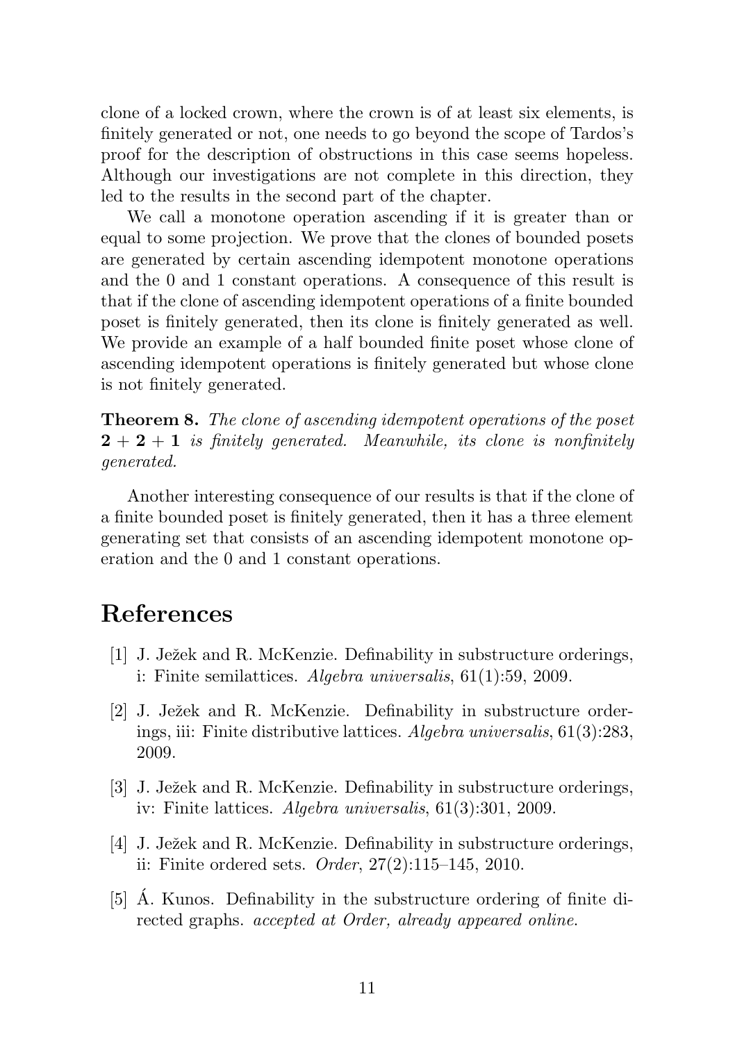clone of a locked crown, where the crown is of at least six elements, is finitely generated or not, one needs to go beyond the scope of Tardos's proof for the description of obstructions in this case seems hopeless. Although our investigations are not complete in this direction, they led to the results in the second part of the chapter.

We call a monotone operation ascending if it is greater than or equal to some projection. We prove that the clones of bounded posets are generated by certain ascending idempotent monotone operations and the 0 and 1 constant operations. A consequence of this result is that if the clone of ascending idempotent operations of a finite bounded poset is finitely generated, then its clone is finitely generated as well. We provide an example of a half bounded finite poset whose clone of ascending idempotent operations is finitely generated but whose clone is not finitely generated.

**Theorem 8.** *The clone of ascending idempotent operations of the poset* $\mathbf{2}+\mathbf{2}+\mathbf{1}$ *is finitely generated. Meanwhile, its clone is nonfinitely generated.*

Another interesting consequence of our results is that if the clone of a finite bounded poset is finitely generated, then it has a three element generating set that consists of an ascending idempotent monotone operation and the 0 and 1 constant operations.

# References

[1] J. Ježek and R. McKenzie. Definability in substructure orderings, i: Finite semilattices. *Algebra universalis*, 61(1):59, 2009.

[2] J. Ježek and R. McKenzie. Definability in substructure orderings, iii: Finite distributive lattices. *Algebra universalis*, 61(3):283, 2009.

[3] J. Ježek and R. McKenzie. Definability in substructure orderings, iv: Finite lattices. *Algebra universalis*, 61(3):301, 2009.

[4] J. Ježek and R. McKenzie. Definability in substructure orderings, ii: Finite ordered sets. *Order*, 27(2):115–145, 2010.

[5] Á. Kunos. Definability in the substructure ordering of finite directed graphs. *accepted at Order, already appeared online.*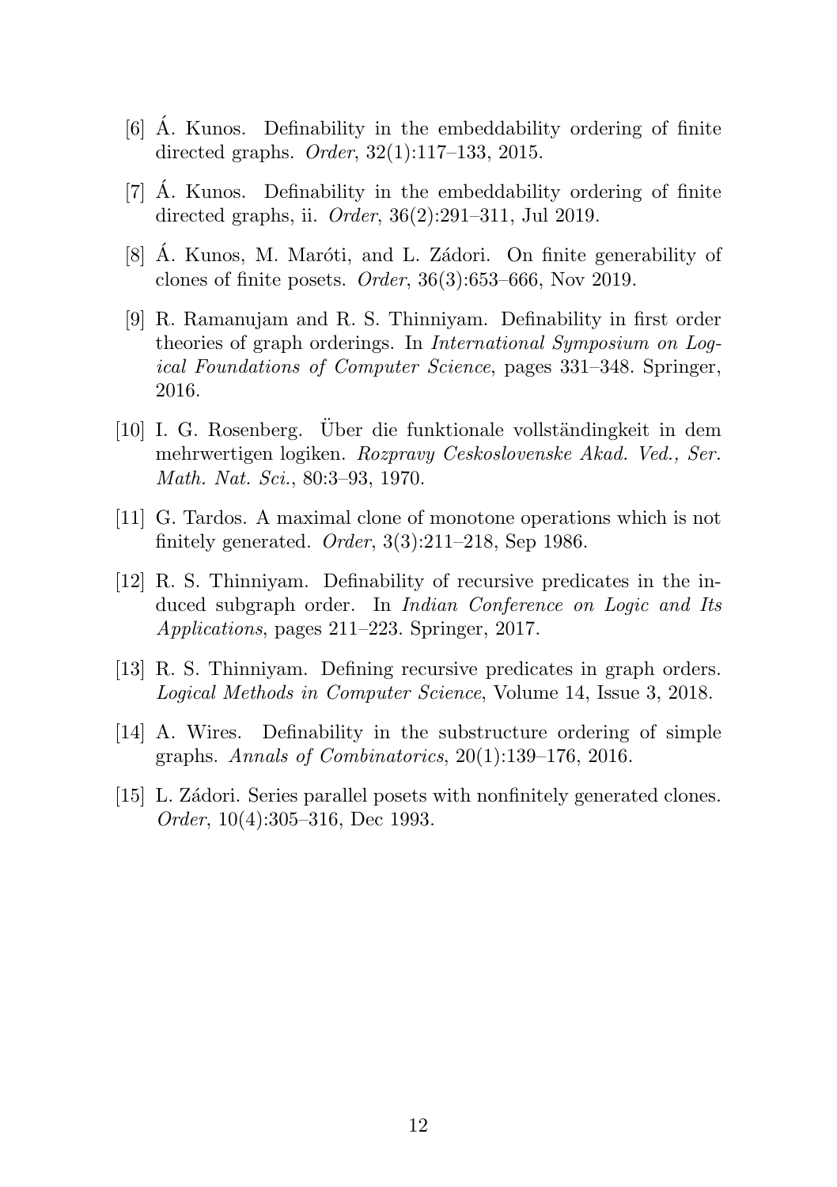[6] Á. Kunos. Definability in the embeddability ordering of finite directed graphs. *Order*, 32(1):117–133, 2015.

[7] Á. Kunos. Definability in the embeddability ordering of finite directed graphs, ii. *Order*, 36(2):291–311, Jul 2019.

[8] Á. Kunos, M. Maróti, and L. Zádori. On finite generability of clones of finite posets. *Order*, 36(3):653–666, Nov 2019.

[9] R. Ramanujam and R. S. Thinniyam. Definability in first order theories of graph orderings. In *International Symposium on Logical Foundations of Computer Science*, pages 331–348. Springer, 2016.

[10] I. G. Rosenberg. Über die funktionale vollständingkeit in dem mehrwertigen logiken. *Rozpravy Ceskoslovenske Akad. Ved., Ser. Math. Nat. Sci.*, 80:3–93, 1970.

[11] G. Tardos. A maximal clone of monotone operations which is not finitely generated. *Order*, 3(3):211–218, Sep 1986.

[12] R. S. Thinniyam. Definability of recursive predicates in the induced subgraph order. In *Indian Conference on Logic and Its Applications*, pages 211–223. Springer, 2017.

[13] R. S. Thinniyam. Defining recursive predicates in graph orders. *Logical Methods in Computer Science*, Volume 14, Issue 3, 2018.

[14] A. Wires. Definability in the substructure ordering of simple graphs. *Annals of Combinatorics*, 20(1):139–176, 2016.

[15] L. Zádori. Series parallel posets with nonfinitely generated clones. *Order*, 10(4):305–316, Dec 1993.